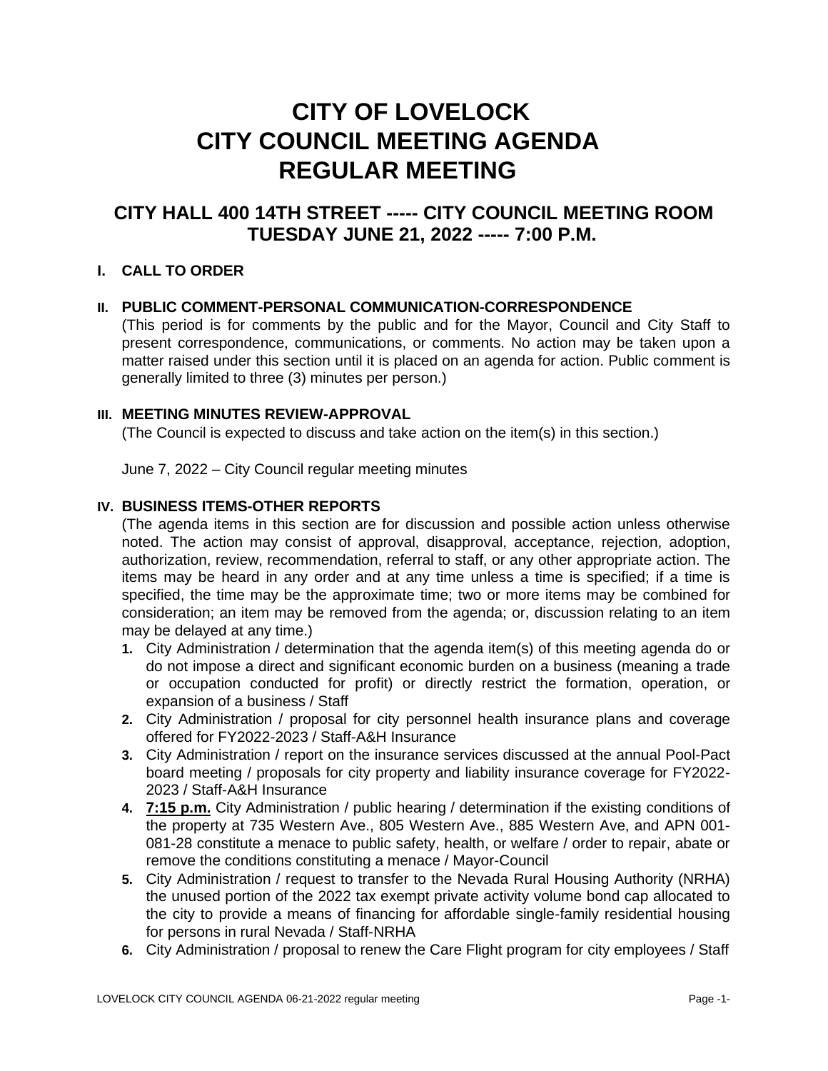# CITY OF LOVELOCK
# CITY COUNCIL MEETING AGENDA
# REGULAR MEETING

## CITY HALL 400 14TH STREET ----- CITY COUNCIL MEETING ROOM
## TUESDAY JUNE 21, 2022 ----- 7:00 P.M.

### I. CALL TO ORDER

### II. PUBLIC COMMENT-PERSONAL COMMUNICATION-CORRESPONDENCE

(This period is for comments by the public and for the Mayor, Council and City Staff to present correspondence, communications, or comments. No action may be taken upon a matter raised under this section until it is placed on an agenda for action. Public comment is generally limited to three (3) minutes per person.)

### III. MEETING MINUTES REVIEW-APPROVAL

(The Council is expected to discuss and take action on the item(s) in this section.)

June 7, 2022 – City Council regular meeting minutes

### IV. BUSINESS ITEMS-OTHER REPORTS

(The agenda items in this section are for discussion and possible action unless otherwise noted. The action may consist of approval, disapproval, acceptance, rejection, adoption, authorization, review, recommendation, referral to staff, or any other appropriate action. The items may be heard in any order and at any time unless a time is specified; if a time is specified, the time may be the approximate time; two or more items may be combined for consideration; an item may be removed from the agenda; or, discussion relating to an item may be delayed at any time.)

1. City Administration / determination that the agenda item(s) of this meeting agenda do or do not impose a direct and significant economic burden on a business (meaning a trade or occupation conducted for profit) or directly restrict the formation, operation, or expansion of a business / Staff
2. City Administration / proposal for city personnel health insurance plans and coverage offered for FY2022-2023 / Staff-A&H Insurance
3. City Administration / report on the insurance services discussed at the annual Pool-Pact board meeting / proposals for city property and liability insurance coverage for FY2022-2023 / Staff-A&H Insurance
4. **7:15 p.m.** City Administration / public hearing / determination if the existing conditions of the property at 735 Western Ave., 805 Western Ave., 885 Western Ave, and APN 001-081-28 constitute a menace to public safety, health, or welfare / order to repair, abate or remove the conditions constituting a menace / Mayor-Council
5. City Administration / request to transfer to the Nevada Rural Housing Authority (NRHA) the unused portion of the 2022 tax exempt private activity volume bond cap allocated to the city to provide a means of financing for affordable single-family residential housing for persons in rural Nevada / Staff-NRHA
6. City Administration / proposal to renew the Care Flight program for city employees / Staff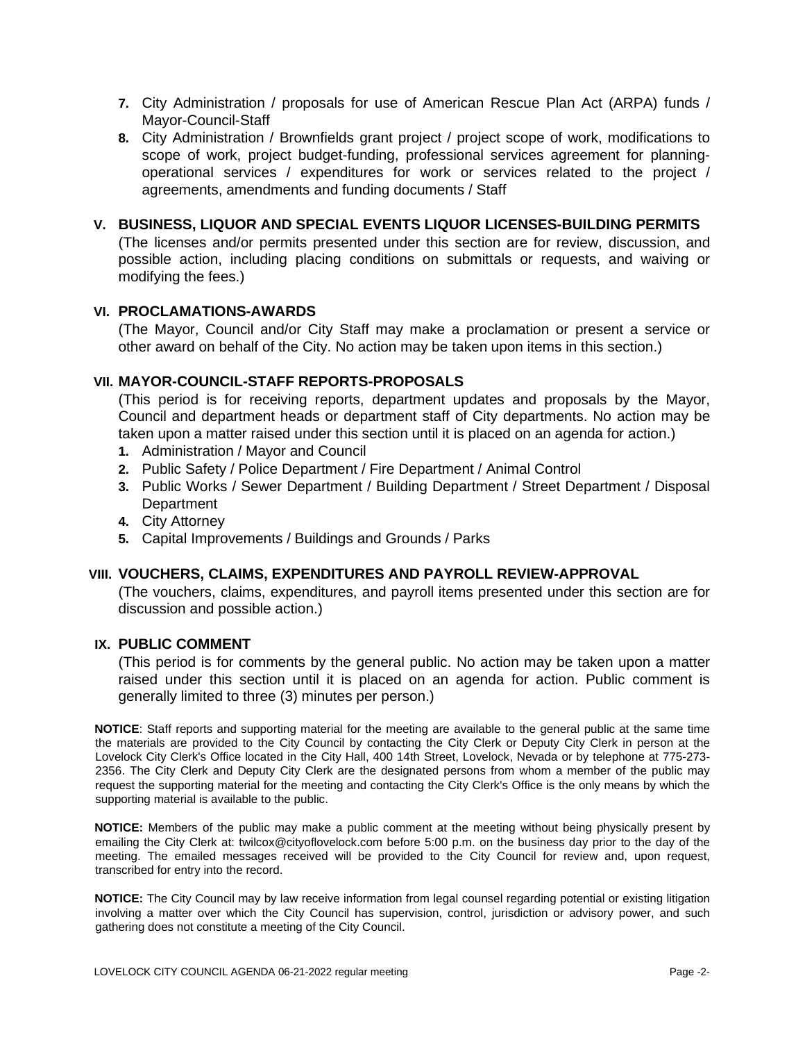7. City Administration / proposals for use of American Rescue Plan Act (ARPA) funds / Mayor-Council-Staff
8. City Administration / Brownfields grant project / project scope of work, modifications to scope of work, project budget-funding, professional services agreement for planning-operational services / expenditures for work or services related to the project / agreements, amendments and funding documents / Staff

## V. BUSINESS, LIQUOR AND SPECIAL EVENTS LIQUOR LICENSES-BUILDING PERMITS

(The licenses and/or permits presented under this section are for review, discussion, and possible action, including placing conditions on submittals or requests, and waiving or modifying the fees.)

## VI. PROCLAMATIONS-AWARDS

(The Mayor, Council and/or City Staff may make a proclamation or present a service or other award on behalf of the City. No action may be taken upon items in this section.)

## VII. MAYOR-COUNCIL-STAFF REPORTS-PROPOSALS

(This period is for receiving reports, department updates and proposals by the Mayor, Council and department heads or department staff of City departments. No action may be taken upon a matter raised under this section until it is placed on an agenda for action.)

1. Administration / Mayor and Council
2. Public Safety / Police Department / Fire Department / Animal Control
3. Public Works / Sewer Department / Building Department / Street Department / Disposal Department
4. City Attorney
5. Capital Improvements / Buildings and Grounds / Parks

## VIII. VOUCHERS, CLAIMS, EXPENDITURES AND PAYROLL REVIEW-APPROVAL

(The vouchers, claims, expenditures, and payroll items presented under this section are for discussion and possible action.)

## IX. PUBLIC COMMENT

(This period is for comments by the general public. No action may be taken upon a matter raised under this section until it is placed on an agenda for action. Public comment is generally limited to three (3) minutes per person.)

**NOTICE**: Staff reports and supporting material for the meeting are available to the general public at the same time the materials are provided to the City Council by contacting the City Clerk or Deputy City Clerk in person at the Lovelock City Clerk's Office located in the City Hall, 400 14th Street, Lovelock, Nevada or by telephone at 775-273-2356. The City Clerk and Deputy City Clerk are the designated persons from whom a member of the public may request the supporting material for the meeting and contacting the City Clerk's Office is the only means by which the supporting material is available to the public.

**NOTICE:** Members of the public may make a public comment at the meeting without being physically present by emailing the City Clerk at: twilcox@cityoflovelock.com before 5:00 p.m. on the business day prior to the day of the meeting. The emailed messages received will be provided to the City Council for review and, upon request, transcribed for entry into the record.

**NOTICE:** The City Council may by law receive information from legal counsel regarding potential or existing litigation involving a matter over which the City Council has supervision, control, jurisdiction or advisory power, and such gathering does not constitute a meeting of the City Council.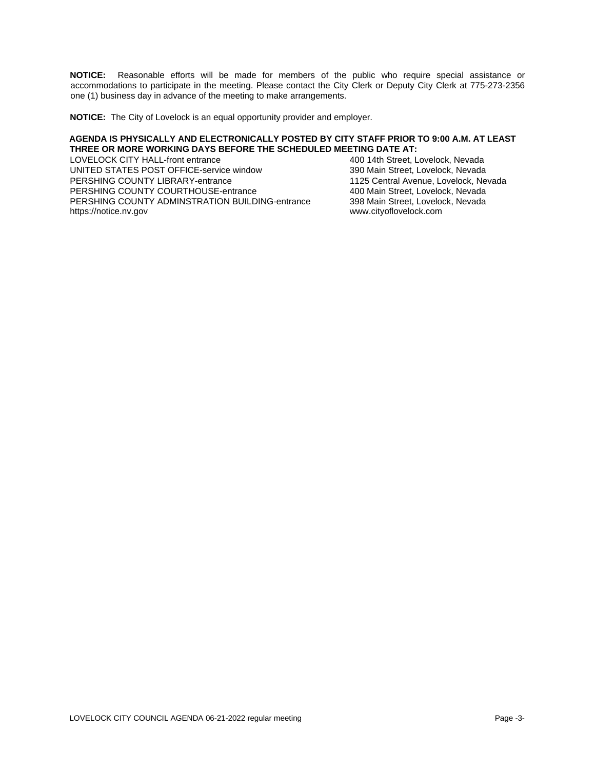**NOTICE:** Reasonable efforts will be made for members of the public who require special assistance or accommodations to participate in the meeting. Please contact the City Clerk or Deputy City Clerk at 775-273-2356 one (1) business day in advance of the meeting to make arrangements.

**NOTICE:** The City of Lovelock is an equal opportunity provider and employer.

**AGENDA IS PHYSICALLY AND ELECTRONICALLY POSTED BY CITY STAFF PRIOR TO 9:00 A.M. AT LEAST THREE OR MORE WORKING DAYS BEFORE THE SCHEDULED MEETING DATE AT:**

| | |
|---|---|
| LOVELOCK CITY HALL-front entrance | 400 14th Street, Lovelock, Nevada |
| UNITED STATES POST OFFICE-service window | 390 Main Street, Lovelock, Nevada |
| PERSHING COUNTY LIBRARY-entrance | 1125 Central Avenue, Lovelock, Nevada |
| PERSHING COUNTY COURTHOUSE-entrance | 400 Main Street, Lovelock, Nevada |
| PERSHING COUNTY ADMINSTRATION BUILDING-entrance | 398 Main Street, Lovelock, Nevada |
| https://notice.nv.gov | www.cityoflovelock.com |